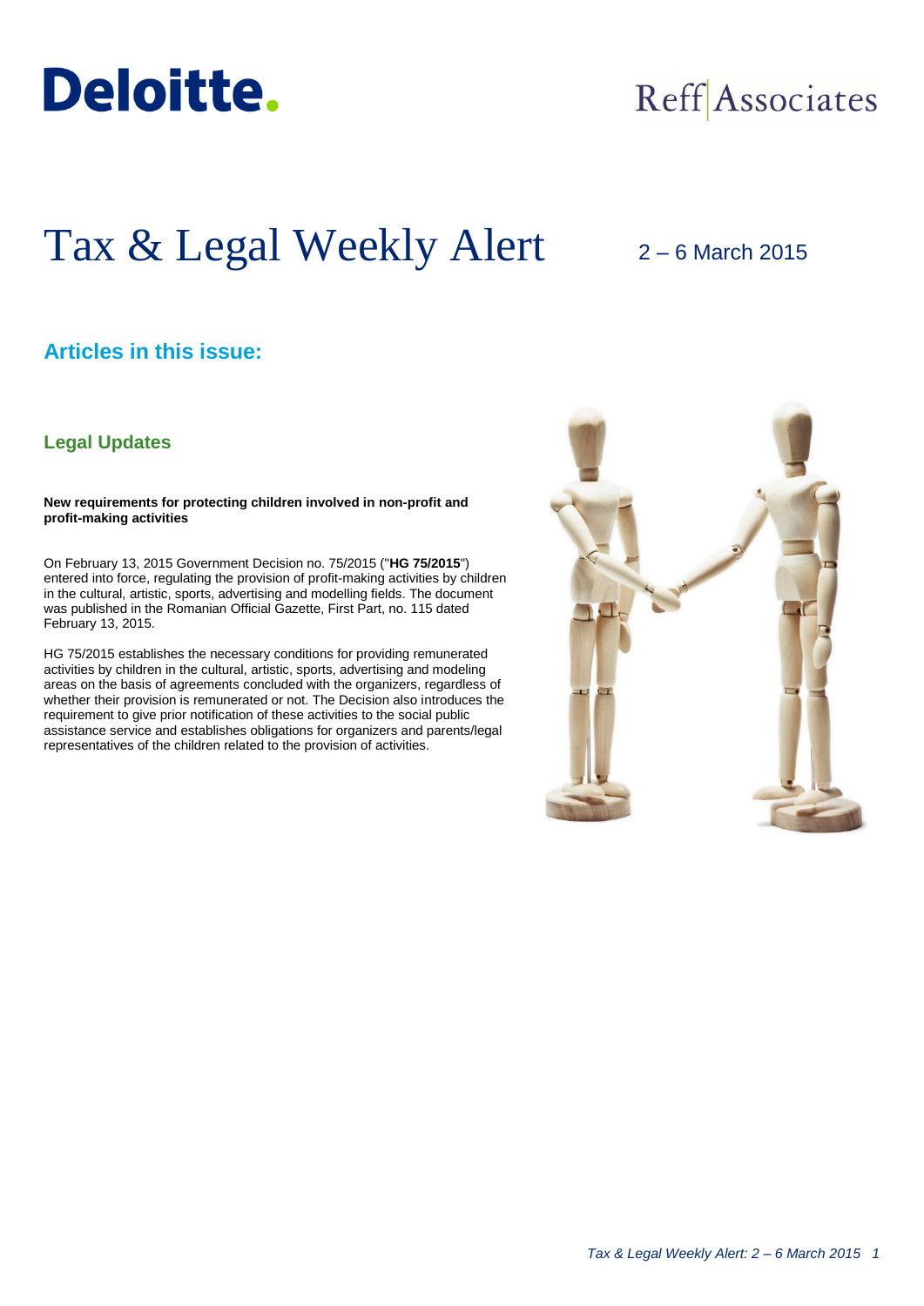Deloitte.

Reff Associates

# Tax & Legal Weekly Alert

2 – 6 March 2015

## Articles in this issue:

### Legal Updates

**New requirements for protecting children involved in non-profit and profit-making activities**

On February 13, 2015 Government Decision no. 75/2015 ("**HG 75/2015**") entered into force, regulating the provision of profit-making activities by children in the cultural, artistic, sports, advertising and modelling fields. The document was published in the Romanian Official Gazette, First Part, no. 115 dated February 13, 2015.

HG 75/2015 establishes the necessary conditions for providing remunerated activities by children in the cultural, artistic, sports, advertising and modeling areas on the basis of agreements concluded with the organizers, regardless of whether their provision is remunerated or not. The Decision also introduces the requirement to give prior notification of these activities to the social public assistance service and establishes obligations for organizers and parents/legal representatives of the children related to the provision of activities.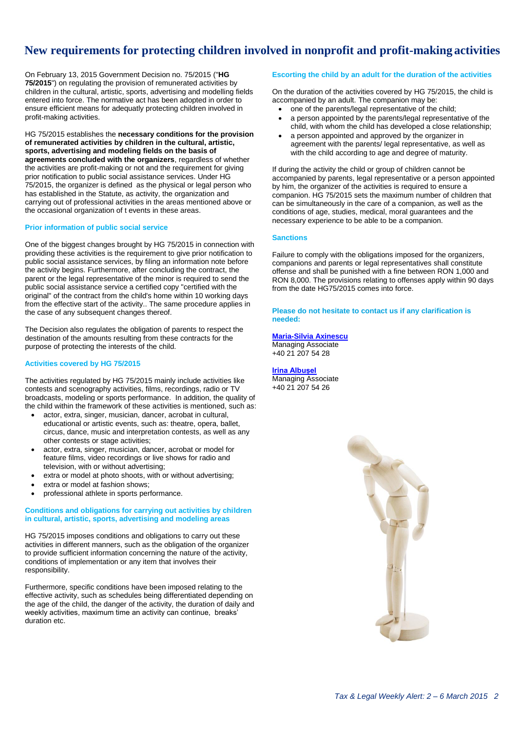# New requirements for protecting children involved in nonprofit and profit-making activities

On February 13, 2015 Government Decision no. 75/2015 ("**HG 75/2015**") on regulating the provision of remunerated activities by children in the cultural, artistic, sports, advertising and modelling fields entered into force. The normative act has been adopted in order to ensure efficient means for adequatly protecting children involved in profit-making activities.

HG 75/2015 establishes the **necessary conditions for the provision of remunerated activities by children in the cultural, artistic, sports, advertising and modeling fields on the basis of agreements concluded with the organizers**, regardless of whether the activities are profit-making or not and the requirement for giving prior notification to public social assistance services. Under HG 75/2015, the organizer is defined as the physical or legal person who has established in the Statute, as activity, the organization and carrying out of professional activities in the areas mentioned above or the occasional organization of t events in these areas.

### Prior information of public social service

One of the biggest changes brought by HG 75/2015 in connection with providing these activities is the requirement to give prior notification to public social assistance services, by filing an information note before the activity begins. Furthermore, after concluding the contract, the parent or the legal representative of the minor is required to send the public social assistance service a certified copy "certified with the original" of the contract from the child's home within 10 working days from the effective start of the activity.. The same procedure applies in the case of any subsequent changes thereof.

The Decision also regulates the obligation of parents to respect the destination of the amounts resulting from these contracts for the purpose of protecting the interests of the child.

### Activities covered by HG 75/2015

The activities regulated by HG 75/2015 mainly include activities like contests and scenography activities, films, recordings, radio or TV broadcasts, modeling or sports performance. In addition, the quality of the child within the framework of these activities is mentioned, such as:

- actor, extra, singer, musician, dancer, acrobat in cultural, educational or artistic events, such as: theatre, opera, ballet, circus, dance, music and interpretation contests, as well as any other contests or stage activities;
- actor, extra, singer, musician, dancer, acrobat or model for feature films, video recordings or live shows for radio and television, with or without advertising;
- extra or model at photo shoots, with or without advertising;
- extra or model at fashion shows;
- professional athlete in sports performance.

### Conditions and obligations for carrying out activities by children in cultural, artistic, sports, advertising and modeling areas

HG 75/2015 imposes conditions and obligations to carry out these activities in different manners, such as the obligation of the organizer to provide sufficient information concerning the nature of the activity, conditions of implementation or any item that involves their responsibility.

Furthermore, specific conditions have been imposed relating to the effective activity, such as schedules being differentiated depending on the age of the child, the danger of the activity, the duration of daily and weekly activities, maximum time an activity can continue, breaks' duration etc.

### Escorting the child by an adult for the duration of the activities

On the duration of the activities covered by HG 75/2015, the child is accompanied by an adult. The companion may be:

- one of the parents/legal representative of the child;
- a person appointed by the parents/legal representative of the child, with whom the child has developed a close relationship;
- a person appointed and approved by the organizer in agreement with the parents/ legal representative, as well as with the child according to age and degree of maturity.

If during the activity the child or group of children cannot be accompanied by parents, legal representative or a person appointed by him, the organizer of the activities is required to ensure a companion. HG 75/2015 sets the maximum number of children that can be simultaneously in the care of a companion, as well as the conditions of age, studies, medical, moral guarantees and the necessary experience to be able to be a companion.

### Sanctions

Failure to comply with the obligations imposed for the organizers, companions and parents or legal representatives shall constitute offense and shall be punished with a fine between RON 1,000 and RON 8,000. The provisions relating to offenses apply within 90 days from the date HG75/2015 comes into force.

**Please do not hesitate to contact us if any clarification is needed:**

**Maria-Silvia Axinescu**
Managing Associate
+40 21 207 54 28

**Irina Albușel**
Managing Associate
+40 21 207 54 26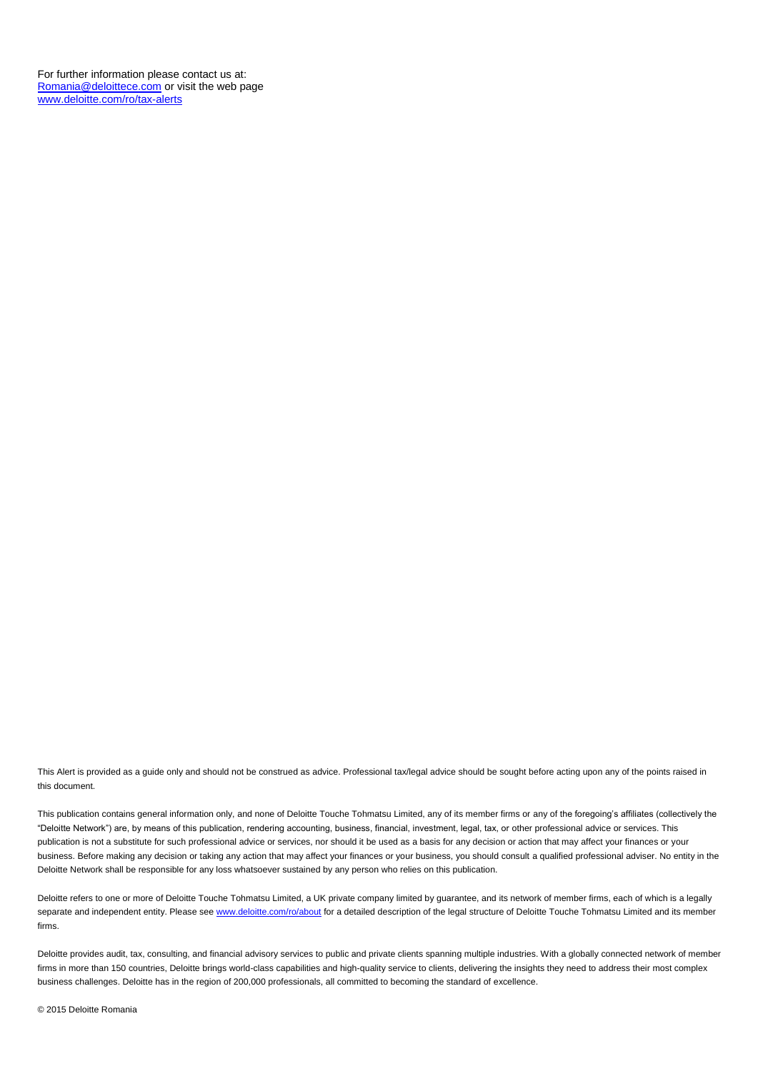For further information please contact us at:
[Romania@deloittece.com](mailto:Romania@deloittece.com) or visit the web page
[www.deloitte.com/ro/tax-alerts](http://www.deloitte.com/ro/tax-alerts)

This Alert is provided as a guide only and should not be construed as advice. Professional tax/legal advice should be sought before acting upon any of the points raised in this document.

This publication contains general information only, and none of Deloitte Touche Tohmatsu Limited, any of its member firms or any of the foregoing's affiliates (collectively the "Deloitte Network") are, by means of this publication, rendering accounting, business, financial, investment, legal, tax, or other professional advice or services. This publication is not a substitute for such professional advice or services, nor should it be used as a basis for any decision or action that may affect your finances or your business. Before making any decision or taking any action that may affect your finances or your business, you should consult a qualified professional adviser. No entity in the Deloitte Network shall be responsible for any loss whatsoever sustained by any person who relies on this publication.

Deloitte refers to one or more of Deloitte Touche Tohmatsu Limited, a UK private company limited by guarantee, and its network of member firms, each of which is a legally separate and independent entity. Please see [www.deloitte.com/ro/about](http://www.deloitte.com/ro/about) for a detailed description of the legal structure of Deloitte Touche Tohmatsu Limited and its member firms.

Deloitte provides audit, tax, consulting, and financial advisory services to public and private clients spanning multiple industries. With a globally connected network of member firms in more than 150 countries, Deloitte brings world-class capabilities and high-quality service to clients, delivering the insights they need to address their most complex business challenges. Deloitte has in the region of 200,000 professionals, all committed to becoming the standard of excellence.

© 2015 Deloitte Romania